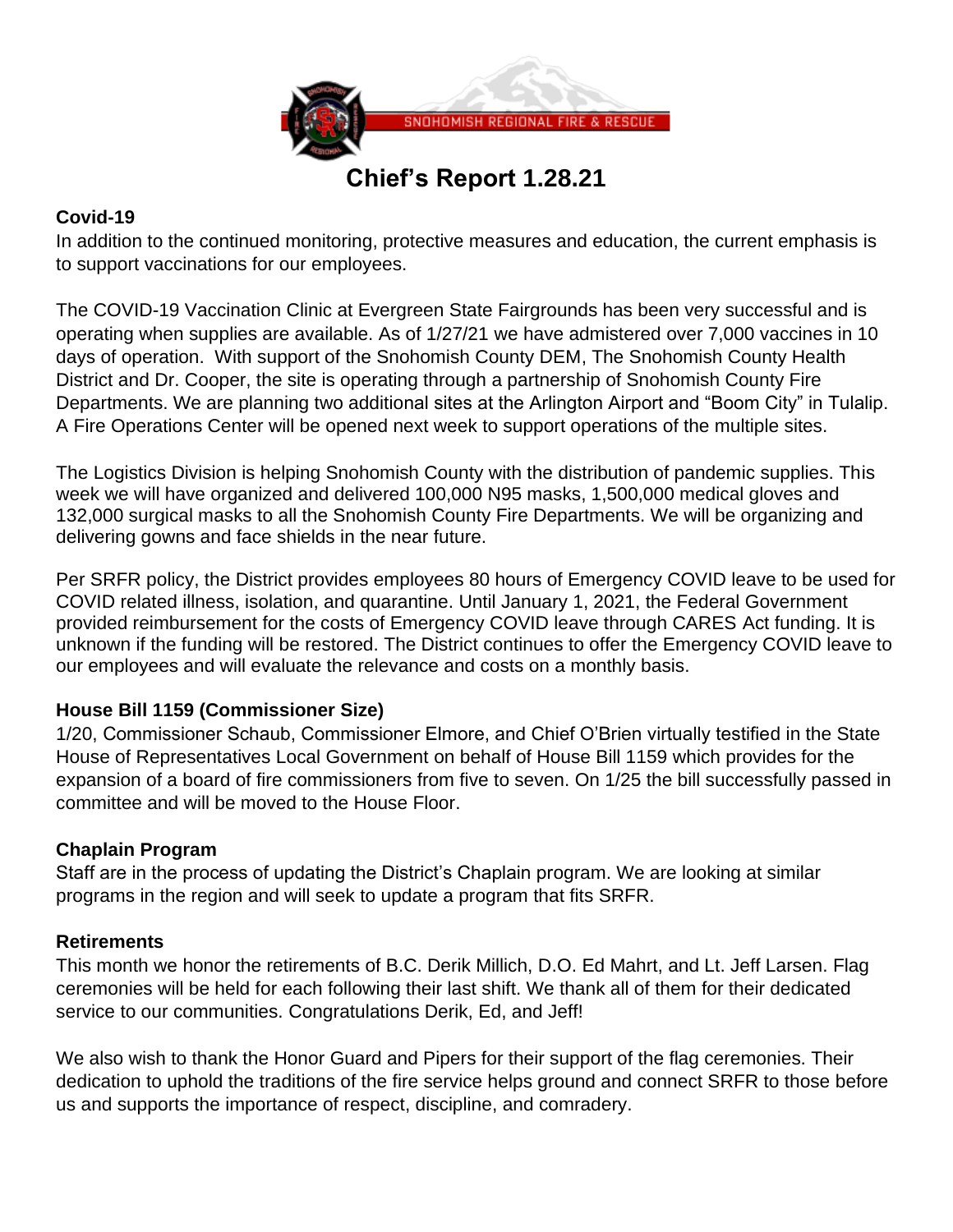SNOHOMISH REGIONAL FIRE & RESCUE

# Chief's Report 1.28.21

**Covid-19**

In addition to the continued monitoring, protective measures and education, the current emphasis is to support vaccinations for our employees.

The COVID-19 Vaccination Clinic at Evergreen State Fairgrounds has been very successful and is operating when supplies are available. As of 1/27/21 we have admistered over 7,000 vaccines in 10 days of operation. With support of the Snohomish County DEM, The Snohomish County Health District and Dr. Cooper, the site is operating through a partnership of Snohomish County Fire Departments. We are planning two additional sites at the Arlington Airport and "Boom City" in Tulalip. A Fire Operations Center will be opened next week to support operations of the multiple sites.

The Logistics Division is helping Snohomish County with the distribution of pandemic supplies. This week we will have organized and delivered 100,000 N95 masks, 1,500,000 medical gloves and 132,000 surgical masks to all the Snohomish County Fire Departments. We will be organizing and delivering gowns and face shields in the near future.

Per SRFR policy, the District provides employees 80 hours of Emergency COVID leave to be used for COVID related illness, isolation, and quarantine. Until January 1, 2021, the Federal Government provided reimbursement for the costs of Emergency COVID leave through CARES Act funding. It is unknown if the funding will be restored. The District continues to offer the Emergency COVID leave to our employees and will evaluate the relevance and costs on a monthly basis.

**House Bill 1159 (Commissioner Size)**

1/20, Commissioner Schaub, Commissioner Elmore, and Chief O'Brien virtually testified in the State House of Representatives Local Government on behalf of House Bill 1159 which provides for the expansion of a board of fire commissioners from five to seven. On 1/25 the bill successfully passed in committee and will be moved to the House Floor.

**Chaplain Program**

Staff are in the process of updating the District's Chaplain program. We are looking at similar programs in the region and will seek to update a program that fits SRFR.

**Retirements**

This month we honor the retirements of B.C. Derik Millich, D.O. Ed Mahrt, and Lt. Jeff Larsen. Flag ceremonies will be held for each following their last shift. We thank all of them for their dedicated service to our communities. Congratulations Derik, Ed, and Jeff!

We also wish to thank the Honor Guard and Pipers for their support of the flag ceremonies. Their dedication to uphold the traditions of the fire service helps ground and connect SRFR to those before us and supports the importance of respect, discipline, and comradery.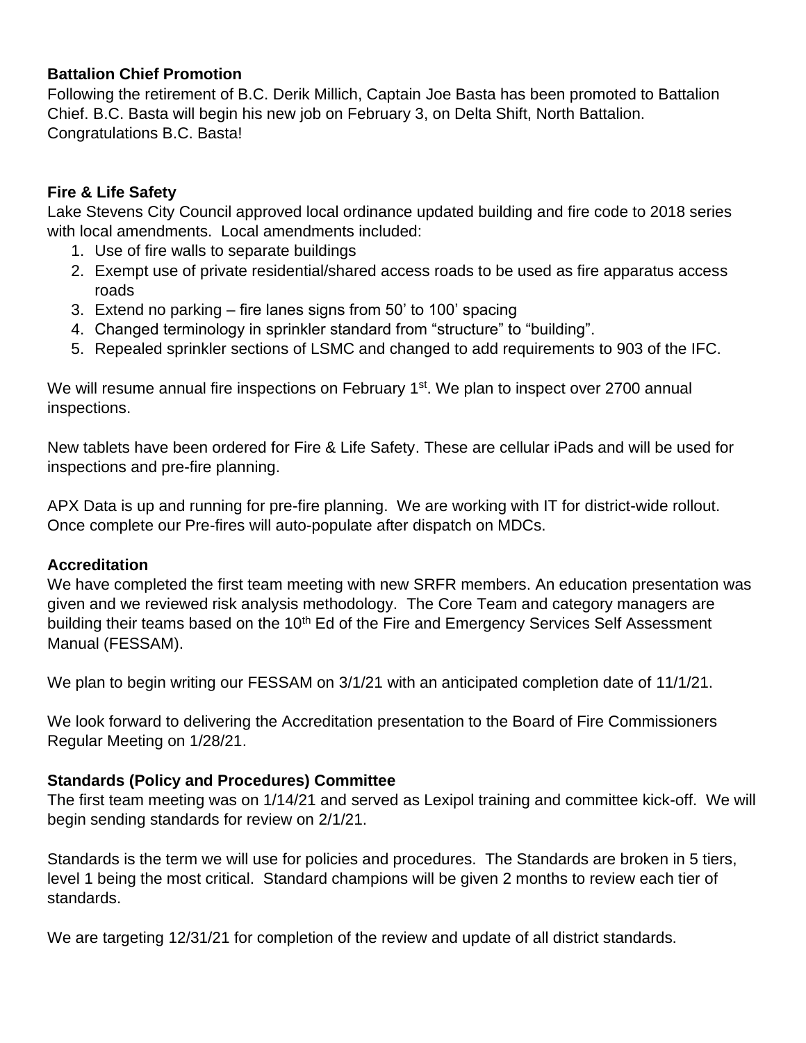**Battalion Chief Promotion**

Following the retirement of B.C. Derik Millich, Captain Joe Basta has been promoted to Battalion Chief. B.C. Basta will begin his new job on February 3, on Delta Shift, North Battalion. Congratulations B.C. Basta!

**Fire & Life Safety**

Lake Stevens City Council approved local ordinance updated building and fire code to 2018 series with local amendments. Local amendments included:

1. Use of fire walls to separate buildings
2. Exempt use of private residential/shared access roads to be used as fire apparatus access roads
3. Extend no parking – fire lanes signs from 50' to 100' spacing
4. Changed terminology in sprinkler standard from "structure" to "building".
5. Repealed sprinkler sections of LSMC and changed to add requirements to 903 of the IFC.

We will resume annual fire inspections on February 1st. We plan to inspect over 2700 annual inspections.

New tablets have been ordered for Fire & Life Safety. These are cellular iPads and will be used for inspections and pre-fire planning.

APX Data is up and running for pre-fire planning. We are working with IT for district-wide rollout. Once complete our Pre-fires will auto-populate after dispatch on MDCs.

**Accreditation**

We have completed the first team meeting with new SRFR members. An education presentation was given and we reviewed risk analysis methodology. The Core Team and category managers are building their teams based on the 10th Ed of the Fire and Emergency Services Self Assessment Manual (FESSAM).

We plan to begin writing our FESSAM on 3/1/21 with an anticipated completion date of 11/1/21.

We look forward to delivering the Accreditation presentation to the Board of Fire Commissioners Regular Meeting on 1/28/21.

**Standards (Policy and Procedures) Committee**

The first team meeting was on 1/14/21 and served as Lexipol training and committee kick-off. We will begin sending standards for review on 2/1/21.

Standards is the term we will use for policies and procedures. The Standards are broken in 5 tiers, level 1 being the most critical. Standard champions will be given 2 months to review each tier of standards.

We are targeting 12/31/21 for completion of the review and update of all district standards.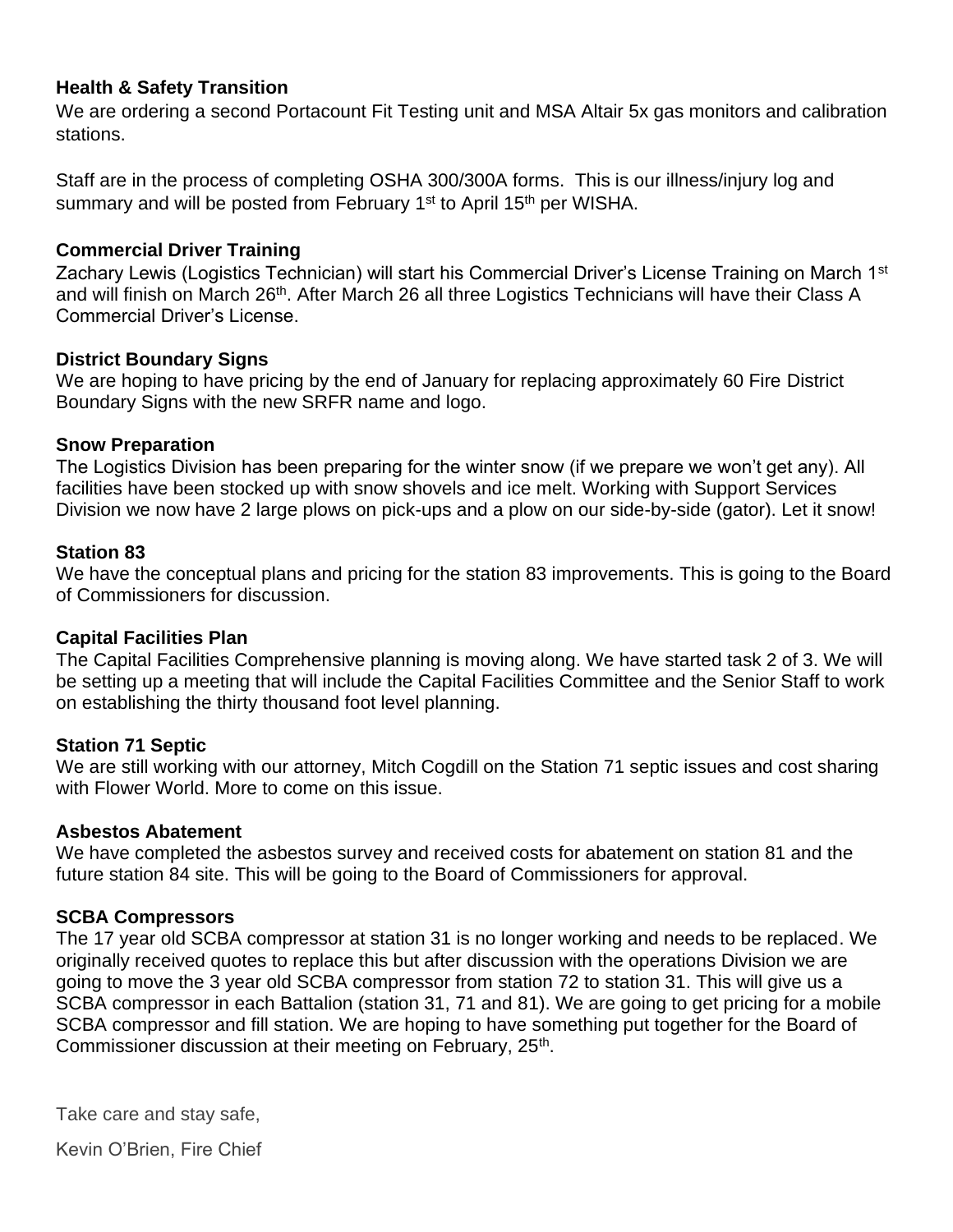**Health & Safety Transition**

We are ordering a second Portacount Fit Testing unit and MSA Altair 5x gas monitors and calibration stations.

Staff are in the process of completing OSHA 300/300A forms. This is our illness/injury log and summary and will be posted from February 1st to April 15th per WISHA.

**Commercial Driver Training**

Zachary Lewis (Logistics Technician) will start his Commercial Driver's License Training on March 1st and will finish on March 26th. After March 26 all three Logistics Technicians will have their Class A Commercial Driver's License.

**District Boundary Signs**

We are hoping to have pricing by the end of January for replacing approximately 60 Fire District Boundary Signs with the new SRFR name and logo.

**Snow Preparation**

The Logistics Division has been preparing for the winter snow (if we prepare we won't get any). All facilities have been stocked up with snow shovels and ice melt. Working with Support Services Division we now have 2 large plows on pick-ups and a plow on our side-by-side (gator). Let it snow!

**Station 83**

We have the conceptual plans and pricing for the station 83 improvements. This is going to the Board of Commissioners for discussion.

**Capital Facilities Plan**

The Capital Facilities Comprehensive planning is moving along. We have started task 2 of 3. We will be setting up a meeting that will include the Capital Facilities Committee and the Senior Staff to work on establishing the thirty thousand foot level planning.

**Station 71 Septic**

We are still working with our attorney, Mitch Cogdill on the Station 71 septic issues and cost sharing with Flower World. More to come on this issue.

**Asbestos Abatement**

We have completed the asbestos survey and received costs for abatement on station 81 and the future station 84 site. This will be going to the Board of Commissioners for approval.

**SCBA Compressors**

The 17 year old SCBA compressor at station 31 is no longer working and needs to be replaced. We originally received quotes to replace this but after discussion with the operations Division we are going to move the 3 year old SCBA compressor from station 72 to station 31. This will give us a SCBA compressor in each Battalion (station 31, 71 and 81). We are going to get pricing for a mobile SCBA compressor and fill station. We are hoping to have something put together for the Board of Commissioner discussion at their meeting on February, 25th.

Take care and stay safe,

Kevin O'Brien, Fire Chief